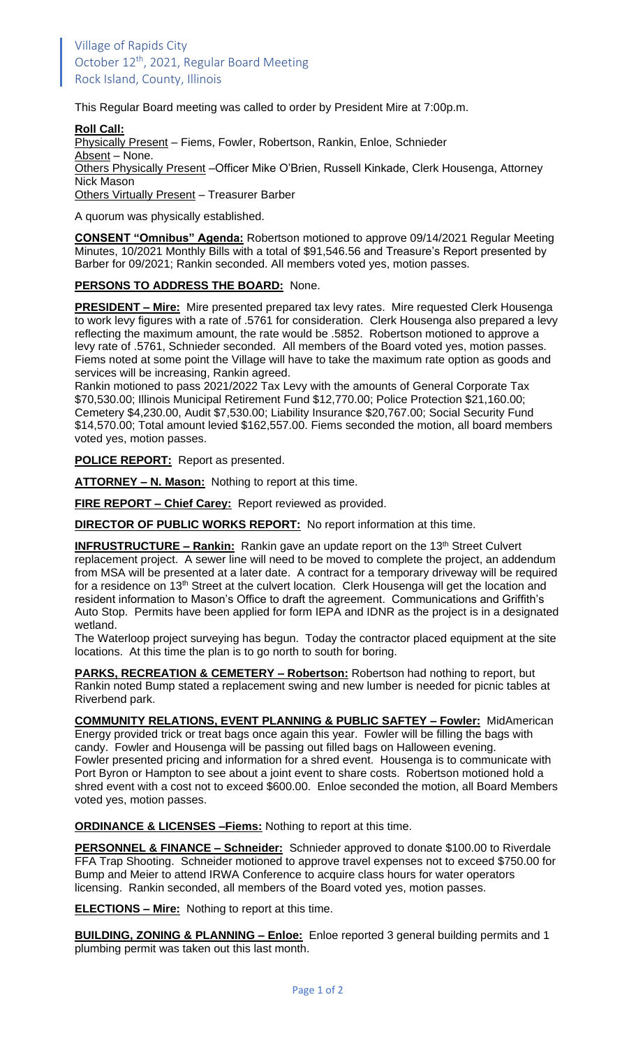Village of Rapids City
October 12th, 2021, Regular Board Meeting
Rock Island, County, Illinois

This Regular Board meeting was called to order by President Mire at 7:00p.m.

**Roll Call:**
Physically Present – Fiems, Fowler, Robertson, Rankin, Enloe, Schnieder
Absent – None.
Others Physically Present –Officer Mike O'Brien, Russell Kinkade, Clerk Housenga, Attorney Nick Mason
Others Virtually Present – Treasurer Barber

A quorum was physically established.

**CONSENT "Omnibus" Agenda:** Robertson motioned to approve 09/14/2021 Regular Meeting Minutes, 10/2021 Monthly Bills with a total of $91,546.56 and Treasure's Report presented by Barber for 09/2021; Rankin seconded. All members voted yes, motion passes.

**PERSONS TO ADDRESS THE BOARD:** None.

**PRESIDENT – Mire:** Mire presented prepared tax levy rates. Mire requested Clerk Housenga to work levy figures with a rate of .5761 for consideration. Clerk Housenga also prepared a levy reflecting the maximum amount, the rate would be .5852. Robertson motioned to approve a levy rate of .5761, Schnieder seconded. All members of the Board voted yes, motion passes. Fiems noted at some point the Village will have to take the maximum rate option as goods and services will be increasing, Rankin agreed.
Rankin motioned to pass 2021/2022 Tax Levy with the amounts of General Corporate Tax $70,530.00; Illinois Municipal Retirement Fund $12,770.00; Police Protection $21,160.00; Cemetery $4,230.00, Audit $7,530.00; Liability Insurance $20,767.00; Social Security Fund $14,570.00; Total amount levied $162,557.00. Fiems seconded the motion, all board members voted yes, motion passes.

**POLICE REPORT:** Report as presented.

**ATTORNEY – N. Mason:** Nothing to report at this time.

**FIRE REPORT – Chief Carey:** Report reviewed as provided.

**DIRECTOR OF PUBLIC WORKS REPORT:** No report information at this time.

**INFRUSTRUCTURE – Rankin:** Rankin gave an update report on the 13th Street Culvert replacement project. A sewer line will need to be moved to complete the project, an addendum from MSA will be presented at a later date. A contract for a temporary driveway will be required for a residence on 13th Street at the culvert location. Clerk Housenga will get the location and resident information to Mason's Office to draft the agreement. Communications and Griffith's Auto Stop. Permits have been applied for form IEPA and IDNR as the project is in a designated wetland.
The Waterloop project surveying has begun. Today the contractor placed equipment at the site locations. At this time the plan is to go north to south for boring.

**PARKS, RECREATION & CEMETERY – Robertson:** Robertson had nothing to report, but Rankin noted Bump stated a replacement swing and new lumber is needed for picnic tables at Riverbend park.

**COMMUNITY RELATIONS, EVENT PLANNING & PUBLIC SAFTEY – Fowler:** MidAmerican Energy provided trick or treat bags once again this year. Fowler will be filling the bags with candy. Fowler and Housenga will be passing out filled bags on Halloween evening.
Fowler presented pricing and information for a shred event. Housenga is to communicate with Port Byron or Hampton to see about a joint event to share costs. Robertson motioned hold a shred event with a cost not to exceed $600.00. Enloe seconded the motion, all Board Members voted yes, motion passes.

**ORDINANCE & LICENSES –Fiems:** Nothing to report at this time.

**PERSONNEL & FINANCE – Schneider:** Schnieder approved to donate $100.00 to Riverdale FFA Trap Shooting. Schneider motioned to approve travel expenses not to exceed $750.00 for Bump and Meier to attend IRWA Conference to acquire class hours for water operators licensing. Rankin seconded, all members of the Board voted yes, motion passes.

**ELECTIONS – Mire:** Nothing to report at this time.

**BUILDING, ZONING & PLANNING – Enloe:** Enloe reported 3 general building permits and 1 plumbing permit was taken out this last month.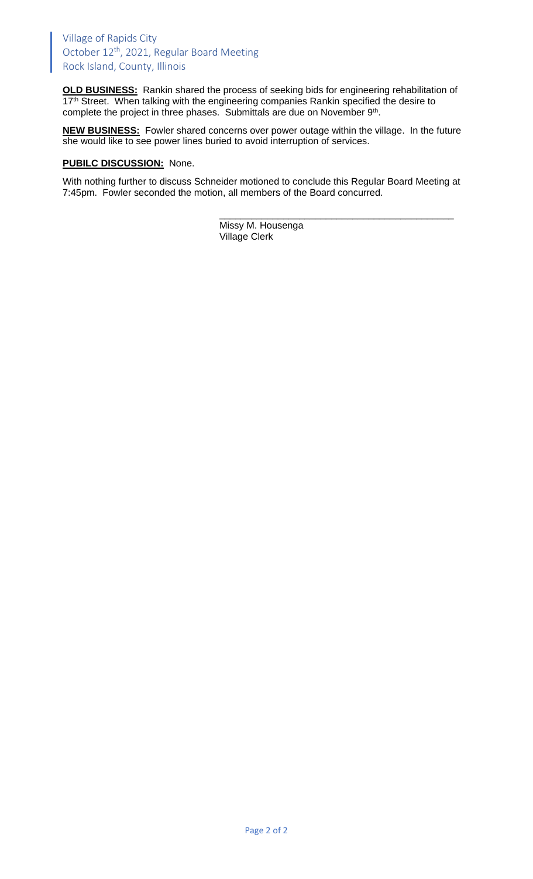**OLD BUSINESS:** Rankin shared the process of seeking bids for engineering rehabilitation of 17th Street. When talking with the engineering companies Rankin specified the desire to complete the project in three phases. Submittals are due on November 9th.

**NEW BUSINESS:** Fowler shared concerns over power outage within the village. In the future she would like to see power lines buried to avoid interruption of services.

**PUBILC DISCUSSION:** None.

With nothing further to discuss Schneider motioned to conclude this Regular Board Meeting at 7:45pm. Fowler seconded the motion, all members of the Board concurred.

\_\_\_\_\_\_\_\_\_\_\_\_\_\_\_\_\_\_\_\_\_\_\_\_\_\_\_\_\_\_\_\_\_\_\_\_\_\_\_\_\_\_\_\_

Missy M. Housenga
Village Clerk